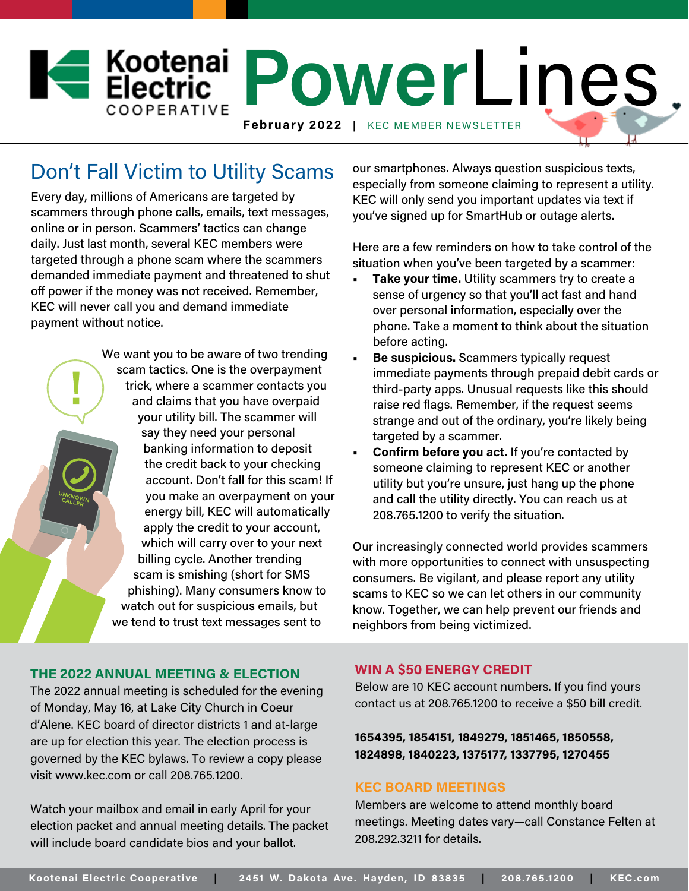# Kootenai Electric Cooperative PowerLines

**February 2022** | KEC MEMBER NEWSLETTER

## Don't Fall Victim to Utility Scams

Every day, millions of Americans are targeted by scammers through phone calls, emails, text messages, online or in person. Scammers' tactics can change daily. Just last month, several KEC members were targeted through a phone scam where the scammers demanded immediate payment and threatened to shut off power if the money was not received. Remember, KEC will never call you and demand immediate payment without notice.

We want you to be aware of two trending scam tactics. One is the overpayment trick, where a scammer contacts you and claims that you have overpaid your utility bill. The scammer will say they need your personal banking information to deposit the credit back to your checking account. Don't fall for this scam! If you make an overpayment on your energy bill, KEC will automatically apply the credit to your account, which will carry over to your next billing cycle. Another trending scam is smishing (short for SMS phishing). Many consumers know to watch out for suspicious emails, but we tend to trust text messages sent to our smartphones. Always question suspicious texts, especially from someone claiming to represent a utility. KEC will only send you important updates via text if you've signed up for SmartHub or outage alerts.

Here are a few reminders on how to take control of the situation when you've been targeted by a scammer:

- **Take your time.** Utility scammers try to create a sense of urgency so that you'll act fast and hand over personal information, especially over the phone. Take a moment to think about the situation before acting.
- **Be suspicious.** Scammers typically request immediate payments through prepaid debit cards or third-party apps. Unusual requests like this should raise red flags. Remember, if the request seems strange and out of the ordinary, you're likely being targeted by a scammer.
- **Confirm before you act.** If you're contacted by someone claiming to represent KEC or another utility but you're unsure, just hang up the phone and call the utility directly. You can reach us at 208.765.1200 to verify the situation.

Our increasingly connected world provides scammers with more opportunities to connect with unsuspecting consumers. Be vigilant, and please report any utility scams to KEC so we can let others in our community know. Together, we can help prevent our friends and neighbors from being victimized.

### THE 2022 ANNUAL MEETING & ELECTION

The 2022 annual meeting is scheduled for the evening of Monday, May 16, at Lake City Church in Coeur d'Alene. KEC board of director districts 1 and at-large are up for election this year. The election process is governed by the KEC bylaws. To review a copy please visit www.kec.com or call 208.765.1200.

Watch your mailbox and email in early April for your election packet and annual meeting details. The packet will include board candidate bios and your ballot.

### WIN A $50 ENERGY CREDIT

Below are 10 KEC account numbers. If you find yours contact us at 208.765.1200 to receive a $50 bill credit.

**1654395, 1854151, 1849279, 1851465, 1850558, 1824898, 1840223, 1375177, 1337795, 1270455**

### KEC BOARD MEETINGS

Members are welcome to attend monthly board meetings. Meeting dates vary—call Constance Felten at 208.292.3211 for details.

Kootenai Electric Cooperative | 2451 W. Dakota Ave. Hayden, ID 83835 | 208.765.1200 | KEC.com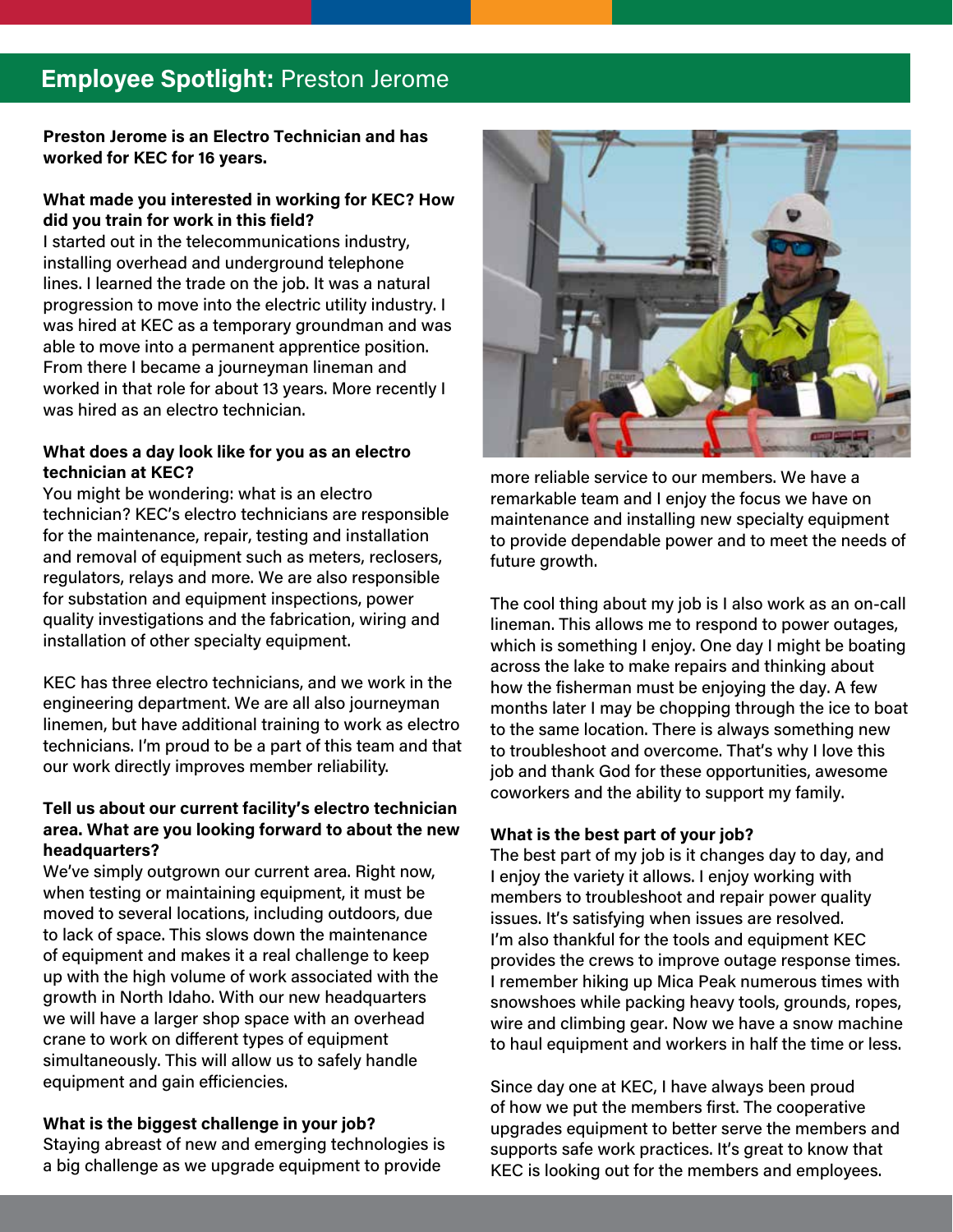## Employee Spotlight: Preston Jerome

**Preston Jerome is an Electro Technician and has worked for KEC for 16 years.**

**What made you interested in working for KEC? How did you train for work in this field?**

I started out in the telecommunications industry, installing overhead and underground telephone lines. I learned the trade on the job. It was a natural progression to move into the electric utility industry. I was hired at KEC as a temporary groundman and was able to move into a permanent apprentice position. From there I became a journeyman lineman and worked in that role for about 13 years. More recently I was hired as an electro technician.

**What does a day look like for you as an electro technician at KEC?**

You might be wondering: what is an electro technician? KEC's electro technicians are responsible for the maintenance, repair, testing and installation and removal of equipment such as meters, reclosers, regulators, relays and more. We are also responsible for substation and equipment inspections, power quality investigations and the fabrication, wiring and installation of other specialty equipment.

KEC has three electro technicians, and we work in the engineering department. We are all also journeyman linemen, but have additional training to work as electro technicians. I'm proud to be a part of this team and that our work directly improves member reliability.

**Tell us about our current facility's electro technician area. What are you looking forward to about the new headquarters?**

We've simply outgrown our current area. Right now, when testing or maintaining equipment, it must be moved to several locations, including outdoors, due to lack of space. This slows down the maintenance of equipment and makes it a real challenge to keep up with the high volume of work associated with the growth in North Idaho. With our new headquarters we will have a larger shop space with an overhead crane to work on different types of equipment simultaneously. This will allow us to safely handle equipment and gain efficiencies.

**What is the biggest challenge in your job?**

Staying abreast of new and emerging technologies is a big challenge as we upgrade equipment to provide more reliable service to our members. We have a remarkable team and I enjoy the focus we have on maintenance and installing new specialty equipment to provide dependable power and to meet the needs of future growth.

The cool thing about my job is I also work as an on-call lineman. This allows me to respond to power outages, which is something I enjoy. One day I might be boating across the lake to make repairs and thinking about how the fisherman must be enjoying the day. A few months later I may be chopping through the ice to boat to the same location. There is always something new to troubleshoot and overcome. That's why I love this job and thank God for these opportunities, awesome coworkers and the ability to support my family.

**What is the best part of your job?**

The best part of my job is it changes day to day, and I enjoy the variety it allows. I enjoy working with members to troubleshoot and repair power quality issues. It's satisfying when issues are resolved. I'm also thankful for the tools and equipment KEC provides the crews to improve outage response times. I remember hiking up Mica Peak numerous times with snowshoes while packing heavy tools, grounds, ropes, wire and climbing gear. Now we have a snow machine to haul equipment and workers in half the time or less.

Since day one at KEC, I have always been proud of how we put the members first. The cooperative upgrades equipment to better serve the members and supports safe work practices. It's great to know that KEC is looking out for the members and employees.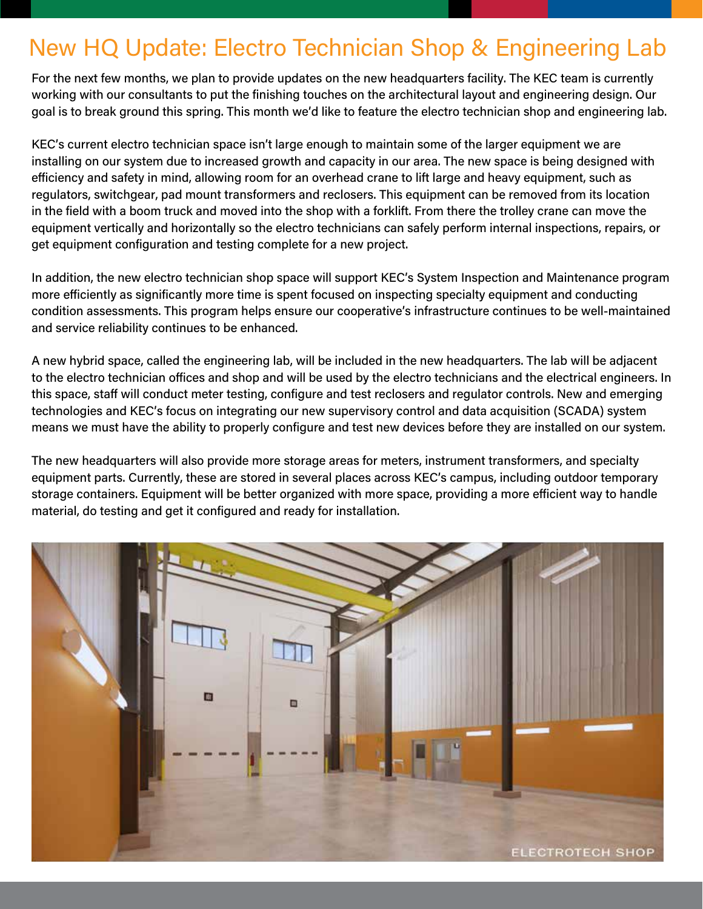# New HQ Update: Electro Technician Shop & Engineering Lab

For the next few months, we plan to provide updates on the new headquarters facility. The KEC team is currently working with our consultants to put the finishing touches on the architectural layout and engineering design. Our goal is to break ground this spring. This month we'd like to feature the electro technician shop and engineering lab.

KEC's current electro technician space isn't large enough to maintain some of the larger equipment we are installing on our system due to increased growth and capacity in our area. The new space is being designed with efficiency and safety in mind, allowing room for an overhead crane to lift large and heavy equipment, such as regulators, switchgear, pad mount transformers and reclosers. This equipment can be removed from its location in the field with a boom truck and moved into the shop with a forklift. From there the trolley crane can move the equipment vertically and horizontally so the electro technicians can safely perform internal inspections, repairs, or get equipment configuration and testing complete for a new project.

In addition, the new electro technician shop space will support KEC's System Inspection and Maintenance program more efficiently as significantly more time is spent focused on inspecting specialty equipment and conducting condition assessments. This program helps ensure our cooperative's infrastructure continues to be well-maintained and service reliability continues to be enhanced.

A new hybrid space, called the engineering lab, will be included in the new headquarters. The lab will be adjacent to the electro technician offices and shop and will be used by the electro technicians and the electrical engineers. In this space, staff will conduct meter testing, configure and test reclosers and regulator controls. New and emerging technologies and KEC's focus on integrating our new supervisory control and data acquisition (SCADA) system means we must have the ability to properly configure and test new devices before they are installed on our system.

The new headquarters will also provide more storage areas for meters, instrument transformers, and specialty equipment parts. Currently, these are stored in several places across KEC's campus, including outdoor temporary storage containers. Equipment will be better organized with more space, providing a more efficient way to handle material, do testing and get it configured and ready for installation.

ELECTROTECH SHOP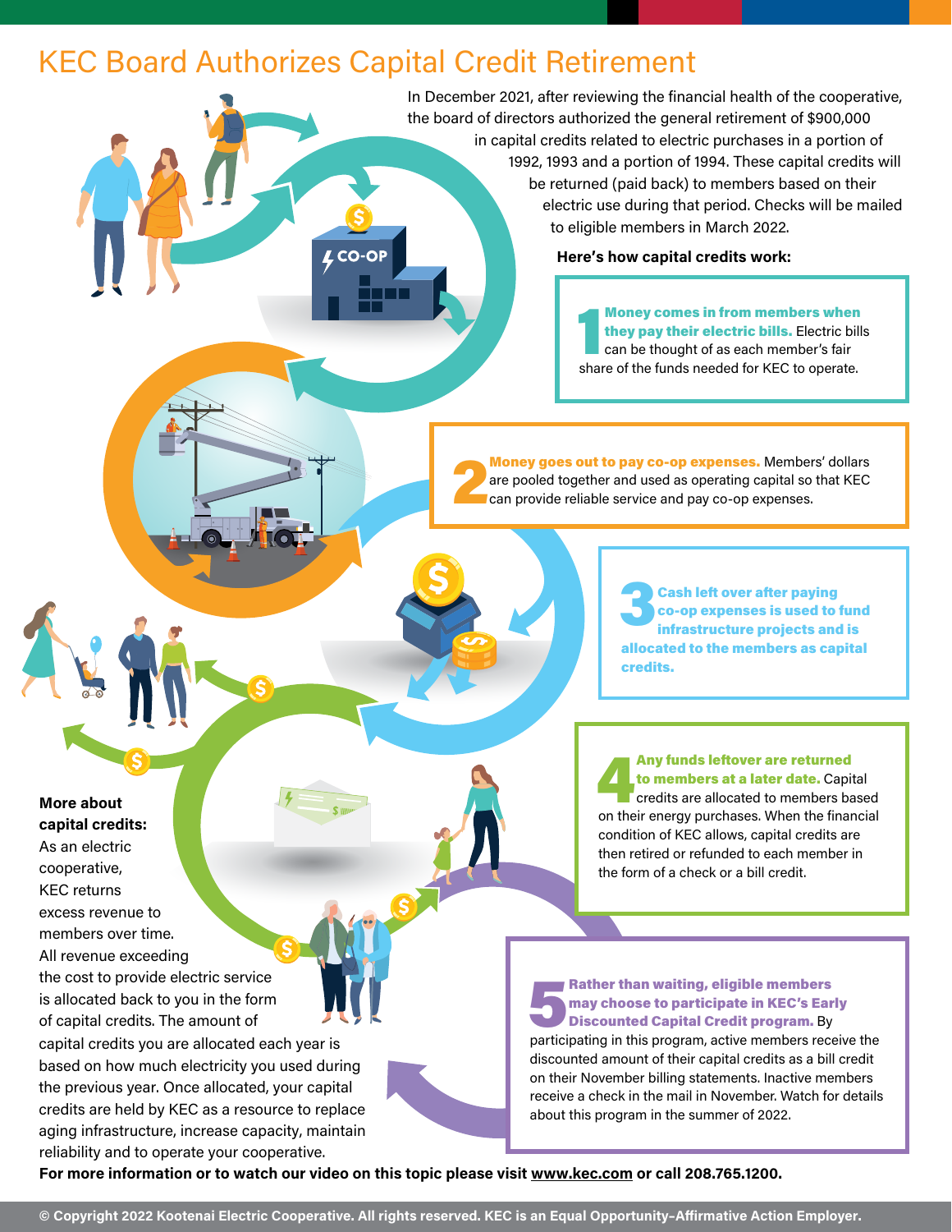# KEC Board Authorizes Capital Credit Retirement

In December 2021, after reviewing the financial health of the cooperative, the board of directors authorized the general retirement of $900,000 in capital credits related to electric purchases in a portion of 1992, 1993 and a portion of 1994. These capital credits will be returned (paid back) to members based on their electric use during that period. Checks will be mailed to eligible members in March 2022.

**Here's how capital credits work:**

**1 Money comes in from members when they pay their electric bills.** Electric bills can be thought of as each member's fair share of the funds needed for KEC to operate.

**2 Money goes out to pay co-op expenses.** Members' dollars are pooled together and used as operating capital so that KEC can provide reliable service and pay co-op expenses.

**3 Cash left over after paying co-op expenses is used to fund infrastructure projects and is allocated to the members as capital credits.**

**4 Any funds leftover are returned to members at a later date.** Capital credits are allocated to members based on their energy purchases. When the financial condition of KEC allows, capital credits are then retired or refunded to each member in the form of a check or a bill credit.

**5 Rather than waiting, eligible members may choose to participate in KEC's Early Discounted Capital Credit program.** By participating in this program, active members receive the discounted amount of their capital credits as a bill credit on their November billing statements. Inactive members receive a check in the mail in November. Watch for details about this program in the summer of 2022.

**More about capital credits:**

As an electric cooperative, KEC returns excess revenue to members over time. All revenue exceeding the cost to provide electric service is allocated back to you in the form of capital credits. The amount of capital credits you are allocated each year is based on how much electricity you used during the previous year. Once allocated, your capital credits are held by KEC as a resource to replace aging infrastructure, increase capacity, maintain reliability and to operate your cooperative.

**For more information or to watch our video on this topic please visit www.kec.com or call 208.765.1200.**

© Copyright 2022 Kootenai Electric Cooperative. All rights reserved. KEC is an Equal Opportunity-Affirmative Action Employer.